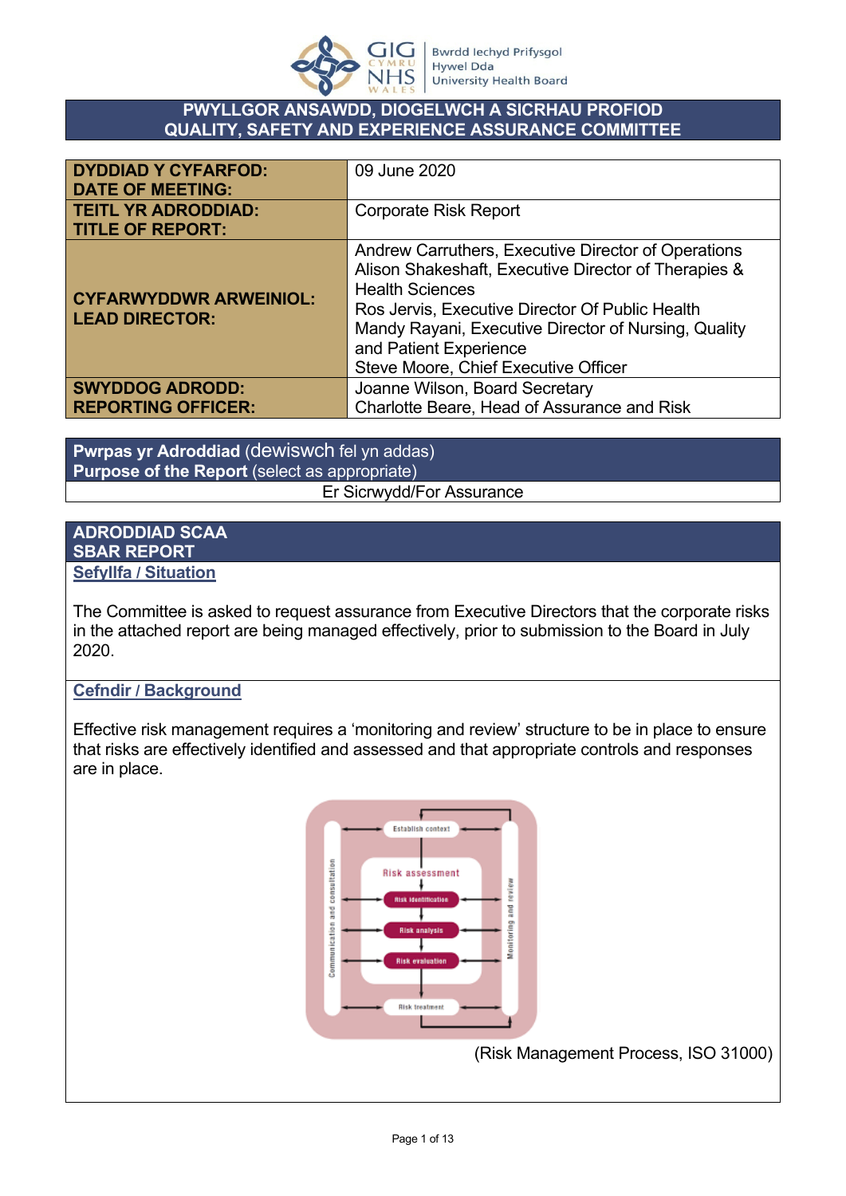# PWYLLGOR ANSAWDD, DIOGELWCH A SICRHAU PROFIOD
# QUALITY, SAFETY AND EXPERIENCE ASSURANCE COMMITTEE

| | |
|---|---|
| **DYDDIAD Y CYFARFOD: DATE OF MEETING:** | 09 June 2020 |
| **TEITL YR ADRODDIAD: TITLE OF REPORT:** | Corporate Risk Report |
| **CYFARWYDDWR ARWEINIOL: LEAD DIRECTOR:** | Andrew Carruthers, Executive Director of Operations<br>Alison Shakeshaft, Executive Director of Therapies & Health Sciences<br>Ros Jervis, Executive Director Of Public Health<br>Mandy Rayani, Executive Director of Nursing, Quality and Patient Experience<br>Steve Moore, Chief Executive Officer |
| **SWYDDOG ADRODD: REPORTING OFFICER:** | Joanne Wilson, Board Secretary<br>Charlotte Beare, Head of Assurance and Risk |

| **Pwrpas yr Adroddiad** (dewiswch fel yn addas)<br>**Purpose of the Report** (select as appropriate) |
|---|
| Er Sicrwydd/For Assurance |

## ADRODDIAD SCAA
## SBAR REPORT

### Sefyllfa / Situation

The Committee is asked to request assurance from Executive Directors that the corporate risks in the attached report are being managed effectively, prior to submission to the Board in July 2020.

### Cefndir / Background

Effective risk management requires a 'monitoring and review' structure to be in place to ensure that risks are effectively identified and assessed and that appropriate controls and responses are in place.

Establish context

Risk assessment

Risk identification

Risk analysis

Risk evaluation

Risk treatment

Communication and consultation

Monitoring and review

(Risk Management Process, ISO 31000)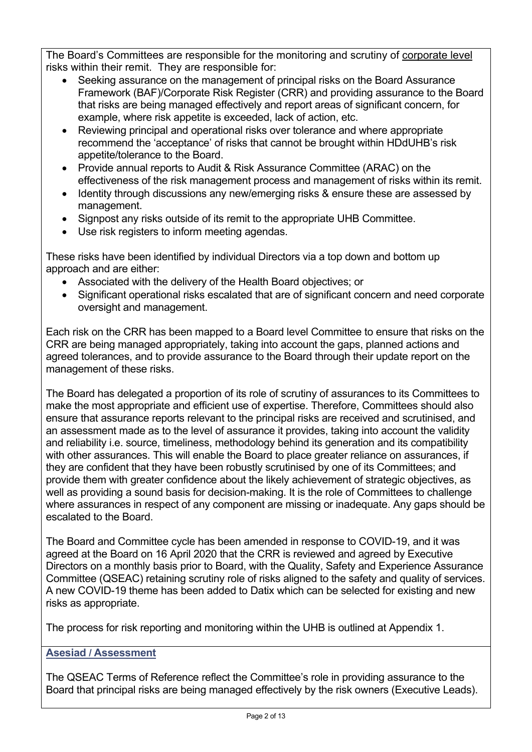The Board's Committees are responsible for the monitoring and scrutiny of corporate level risks within their remit. They are responsible for:

- Seeking assurance on the management of principal risks on the Board Assurance Framework (BAF)/Corporate Risk Register (CRR) and providing assurance to the Board that risks are being managed effectively and report areas of significant concern, for example, where risk appetite is exceeded, lack of action, etc.
- Reviewing principal and operational risks over tolerance and where appropriate recommend the 'acceptance' of risks that cannot be brought within HDdUHB's risk appetite/tolerance to the Board.
- Provide annual reports to Audit & Risk Assurance Committee (ARAC) on the effectiveness of the risk management process and management of risks within its remit.
- Identity through discussions any new/emerging risks & ensure these are assessed by management.
- Signpost any risks outside of its remit to the appropriate UHB Committee.
- Use risk registers to inform meeting agendas.

These risks have been identified by individual Directors via a top down and bottom up approach and are either:

- Associated with the delivery of the Health Board objectives; or
- Significant operational risks escalated that are of significant concern and need corporate oversight and management.

Each risk on the CRR has been mapped to a Board level Committee to ensure that risks on the CRR are being managed appropriately, taking into account the gaps, planned actions and agreed tolerances, and to provide assurance to the Board through their update report on the management of these risks.

The Board has delegated a proportion of its role of scrutiny of assurances to its Committees to make the most appropriate and efficient use of expertise. Therefore, Committees should also ensure that assurance reports relevant to the principal risks are received and scrutinised, and an assessment made as to the level of assurance it provides, taking into account the validity and reliability i.e. source, timeliness, methodology behind its generation and its compatibility with other assurances. This will enable the Board to place greater reliance on assurances, if they are confident that they have been robustly scrutinised by one of its Committees; and provide them with greater confidence about the likely achievement of strategic objectives, as well as providing a sound basis for decision-making. It is the role of Committees to challenge where assurances in respect of any component are missing or inadequate. Any gaps should be escalated to the Board.

The Board and Committee cycle has been amended in response to COVID-19, and it was agreed at the Board on 16 April 2020 that the CRR is reviewed and agreed by Executive Directors on a monthly basis prior to Board, with the Quality, Safety and Experience Assurance Committee (QSEAC) retaining scrutiny role of risks aligned to the safety and quality of services. A new COVID-19 theme has been added to Datix which can be selected for existing and new risks as appropriate.

The process for risk reporting and monitoring within the UHB is outlined at Appendix 1.

## Asesiad / Assessment

The QSEAC Terms of Reference reflect the Committee's role in providing assurance to the Board that principal risks are being managed effectively by the risk owners (Executive Leads).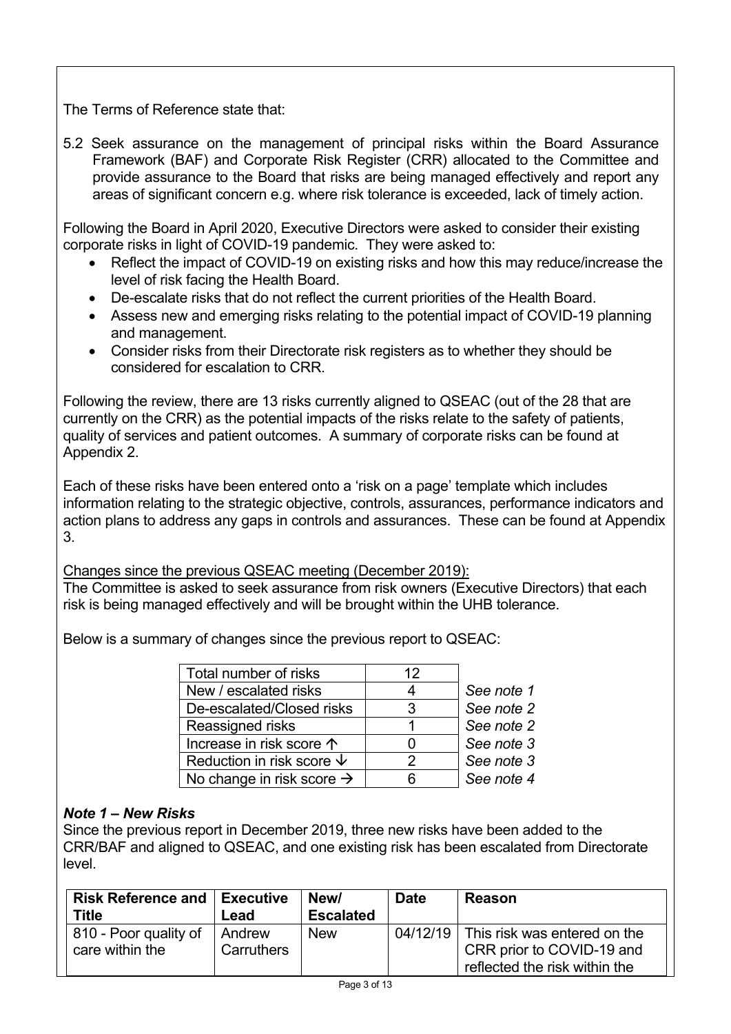The Terms of Reference state that:

5.2 Seek assurance on the management of principal risks within the Board Assurance Framework (BAF) and Corporate Risk Register (CRR) allocated to the Committee and provide assurance to the Board that risks are being managed effectively and report any areas of significant concern e.g. where risk tolerance is exceeded, lack of timely action.

Following the Board in April 2020, Executive Directors were asked to consider their existing corporate risks in light of COVID-19 pandemic. They were asked to:

- Reflect the impact of COVID-19 on existing risks and how this may reduce/increase the level of risk facing the Health Board.
- De-escalate risks that do not reflect the current priorities of the Health Board.
- Assess new and emerging risks relating to the potential impact of COVID-19 planning and management.
- Consider risks from their Directorate risk registers as to whether they should be considered for escalation to CRR.

Following the review, there are 13 risks currently aligned to QSEAC (out of the 28 that are currently on the CRR) as the potential impacts of the risks relate to the safety of patients, quality of services and patient outcomes. A summary of corporate risks can be found at Appendix 2.

Each of these risks have been entered onto a 'risk on a page' template which includes information relating to the strategic objective, controls, assurances, performance indicators and action plans to address any gaps in controls and assurances. These can be found at Appendix 3.

Changes since the previous QSEAC meeting (December 2019):

The Committee is asked to seek assurance from risk owners (Executive Directors) that each risk is being managed effectively and will be brought within the UHB tolerance.

Below is a summary of changes since the previous report to QSEAC:

| Total number of risks | 12 | |
|---|---|---|
| New / escalated risks | 4 | *See note 1* |
| De-escalated/Closed risks | 3 | *See note 2* |
| Reassigned risks | 1 | *See note 2* |
| Increase in risk score ↑ | 0 | *See note 3* |
| Reduction in risk score ↓ | 2 | *See note 3* |
| No change in risk score → | 6 | *See note 4* |

### *Note 1 – New Risks*

Since the previous report in December 2019, three new risks have been added to the CRR/BAF and aligned to QSEAC, and one existing risk has been escalated from Directorate level.

| Risk Reference and Title | Executive Lead | New/ Escalated | Date | Reason |
|---|---|---|---|---|
| 810 - Poor quality of care within the | Andrew Carruthers | New | 04/12/19 | This risk was entered on the CRR prior to COVID-19 and reflected the risk within the |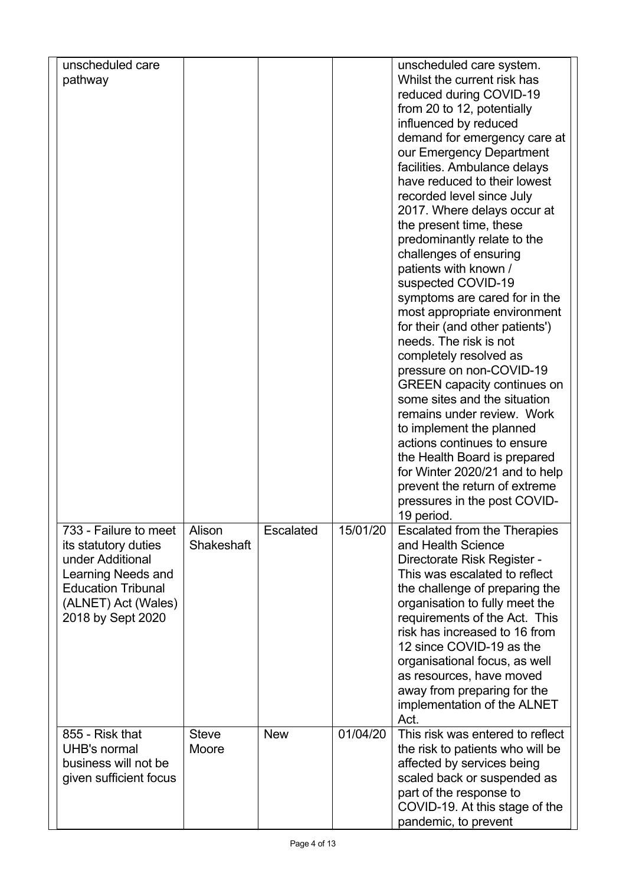| | | | | |
|---|---|---|---|---|
| unscheduled care pathway | | | | unscheduled care system. Whilst the current risk has reduced during COVID-19 from 20 to 12, potentially influenced by reduced demand for emergency care at our Emergency Department facilities. Ambulance delays have reduced to their lowest recorded level since July 2017. Where delays occur at the present time, these predominantly relate to the challenges of ensuring patients with known / suspected COVID-19 symptoms are cared for in the most appropriate environment for their (and other patients') needs. The risk is not completely resolved as pressure on non-COVID-19 GREEN capacity continues on some sites and the situation remains under review. Work to implement the planned actions continues to ensure the Health Board is prepared for Winter 2020/21 and to help prevent the return of extreme pressures in the post COVID-19 period. |
| 733 - Failure to meet its statutory duties under Additional Learning Needs and Education Tribunal (ALNET) Act (Wales) 2018 by Sept 2020 | Alison Shakeshaft | Escalated | 15/01/20 | Escalated from the Therapies and Health Science Directorate Risk Register - This was escalated to reflect the challenge of preparing the organisation to fully meet the requirements of the Act. This risk has increased to 16 from 12 since COVID-19 as the organisational focus, as well as resources, have moved away from preparing for the implementation of the ALNET Act. |
| 855 - Risk that UHB's normal business will not be given sufficient focus | Steve Moore | New | 01/04/20 | This risk was entered to reflect the risk to patients who will be affected by services being scaled back or suspended as part of the response to COVID-19. At this stage of the pandemic, to prevent |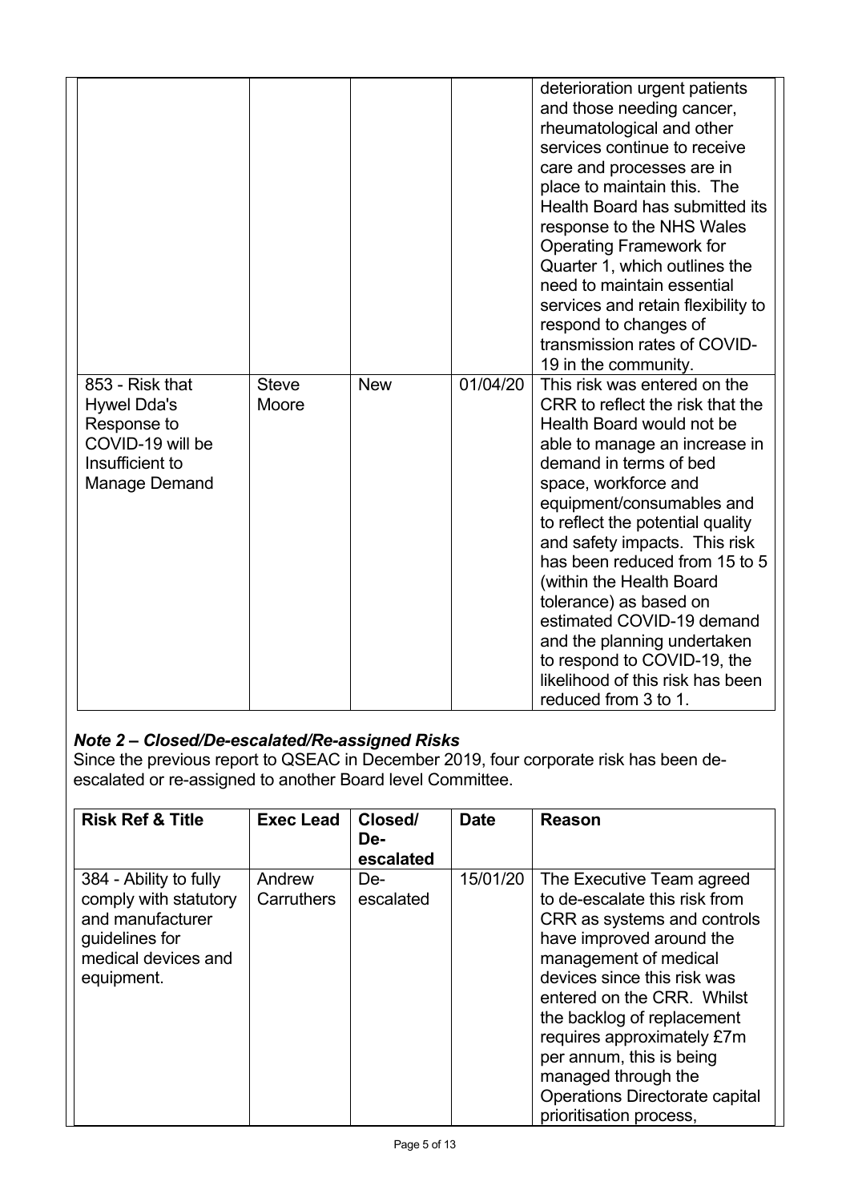| | | | | |
|---|---|---|---|---|
| | | | | deterioration urgent patients and those needing cancer, rheumatological and other services continue to receive care and processes are in place to maintain this. The Health Board has submitted its response to the NHS Wales Operating Framework for Quarter 1, which outlines the need to maintain essential services and retain flexibility to respond to changes of transmission rates of COVID-19 in the community. |
| 853 - Risk that Hywel Dda's Response to COVID-19 will be Insufficient to Manage Demand | Steve Moore | New | 01/04/20 | This risk was entered on the CRR to reflect the risk that the Health Board would not be able to manage an increase in demand in terms of bed space, workforce and equipment/consumables and to reflect the potential quality and safety impacts. This risk has been reduced from 15 to 5 (within the Health Board tolerance) as based on estimated COVID-19 demand and the planning undertaken to respond to COVID-19, the likelihood of this risk has been reduced from 3 to 1. |

### *Note 2 – Closed/De-escalated/Re-assigned Risks*

Since the previous report to QSEAC in December 2019, four corporate risk has been de-escalated or re-assigned to another Board level Committee.

| Risk Ref & Title | Exec Lead | Closed/ De-escalated | Date | Reason |
|---|---|---|---|---|
| 384 - Ability to fully comply with statutory and manufacturer guidelines for medical devices and equipment. | Andrew Carruthers | De-escalated | 15/01/20 | The Executive Team agreed to de-escalate this risk from CRR as systems and controls have improved around the management of medical devices since this risk was entered on the CRR. Whilst the backlog of replacement requires approximately £7m per annum, this is being managed through the Operations Directorate capital prioritisation process, |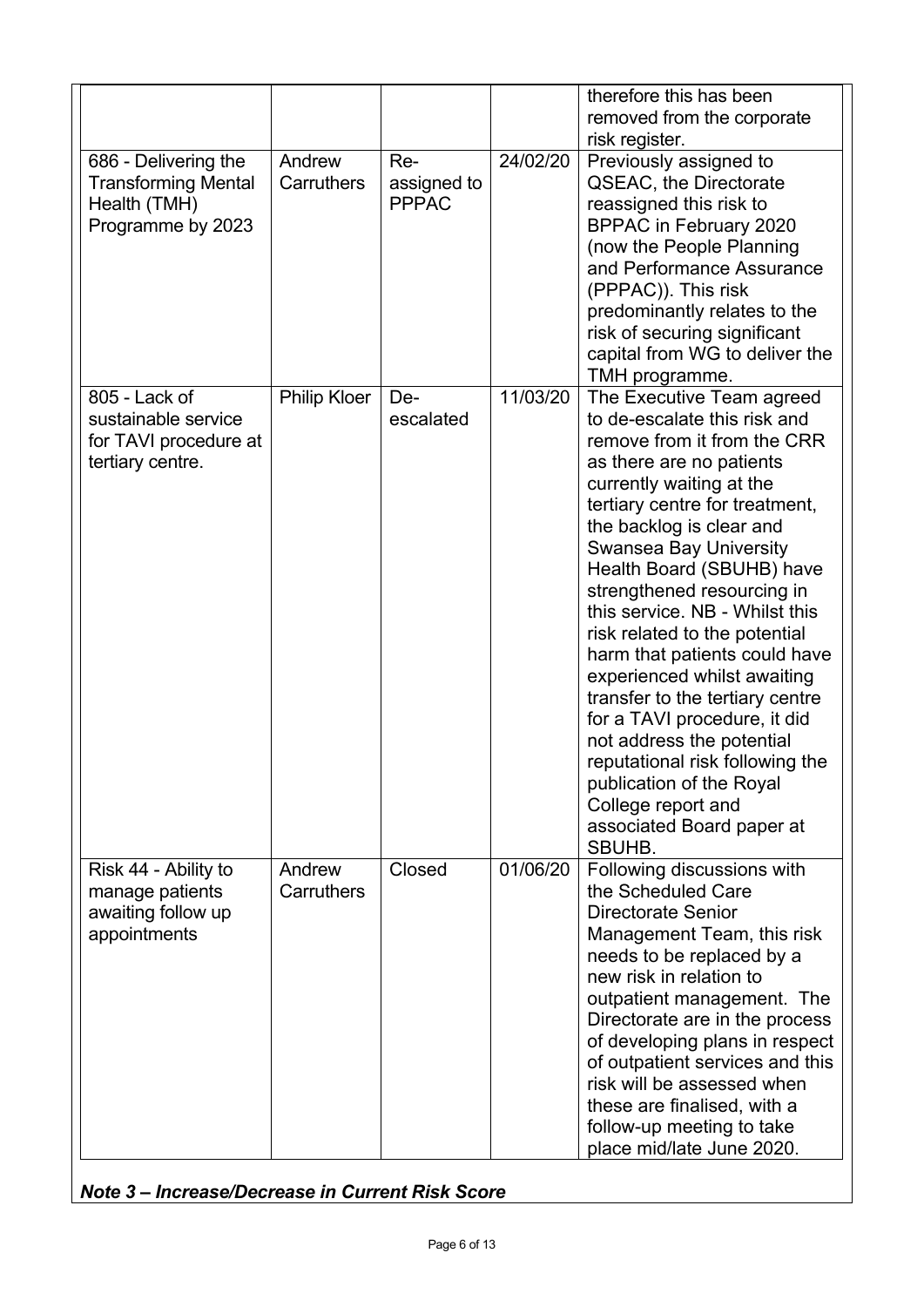| | | | | therefore this has been removed from the corporate risk register. |
|---|---|---|---|---|
| 686 - Delivering the Transforming Mental Health (TMH) Programme by 2023 | Andrew Carruthers | Re-assigned to PPPAC | 24/02/20 | Previously assigned to QSEAC, the Directorate reassigned this risk to BPPAC in February 2020 (now the People Planning and Performance Assurance (PPPAC)). This risk predominantly relates to the risk of securing significant capital from WG to deliver the TMH programme. |
| 805 - Lack of sustainable service for TAVI procedure at tertiary centre. | Philip Kloer | De-escalated | 11/03/20 | The Executive Team agreed to de-escalate this risk and remove from it from the CRR as there are no patients currently waiting at the tertiary centre for treatment, the backlog is clear and Swansea Bay University Health Board (SBUHB) have strengthened resourcing in this service. NB - Whilst this risk related to the potential harm that patients could have experienced whilst awaiting transfer to the tertiary centre for a TAVI procedure, it did not address the potential reputational risk following the publication of the Royal College report and associated Board paper at SBUHB. |
| Risk 44 - Ability to manage patients awaiting follow up appointments | Andrew Carruthers | Closed | 01/06/20 | Following discussions with the Scheduled Care Directorate Senior Management Team, this risk needs to be replaced by a new risk in relation to outpatient management. The Directorate are in the process of developing plans in respect of outpatient services and this risk will be assessed when these are finalised, with a follow-up meeting to take place mid/late June 2020. |

***Note 3 – Increase/Decrease in Current Risk Score***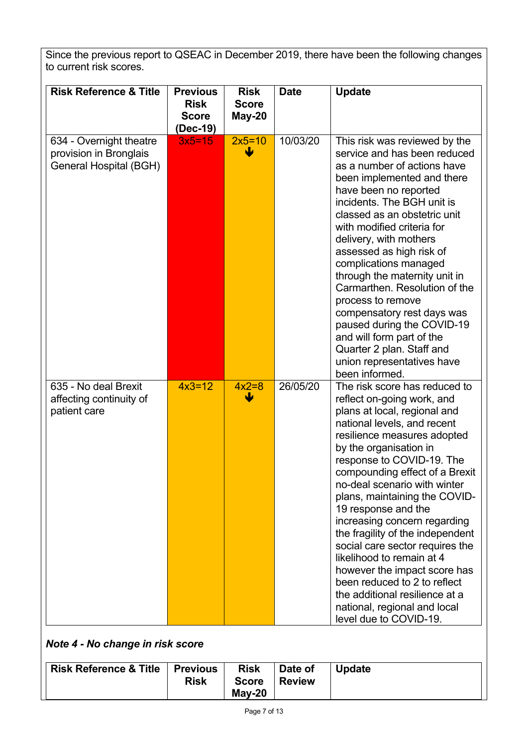Since the previous report to QSEAC in December 2019, there have been the following changes to current risk scores.

| Risk Reference & Title | Previous Risk Score (Dec-19) | Risk Score May-20 | Date | Update |
|---|---|---|---|---|
| 634 - Overnight theatre provision in Bronglais General Hospital (BGH) | 3x5=15 | 2x5=10 ↓ | 10/03/20 | This risk was reviewed by the service and has been reduced as a number of actions have been implemented and there have been no reported incidents. The BGH unit is classed as an obstetric unit with modified criteria for delivery, with mothers assessed as high risk of complications managed through the maternity unit in Carmarthen. Resolution of the process to remove compensatory rest days was paused during the COVID-19 and will form part of the Quarter 2 plan. Staff and union representatives have been informed. |
| 635 - No deal Brexit affecting continuity of patient care | 4x3=12 | 4x2=8 ↓ | 26/05/20 | The risk score has reduced to reflect on-going work, and plans at local, regional and national levels, and recent resilience measures adopted by the organisation in response to COVID-19. The compounding effect of a Brexit no-deal scenario with winter plans, maintaining the COVID-19 response and the increasing concern regarding the fragility of the independent social care sector requires the likelihood to remain at 4 however the impact score has been reduced to 2 to reflect the additional resilience at a national, regional and local level due to COVID-19. |

***Note 4 - No change in risk score***

| Risk Reference & Title | Previous Risk | Risk Score May-20 | Date of Review | Update |
|---|---|---|---|---|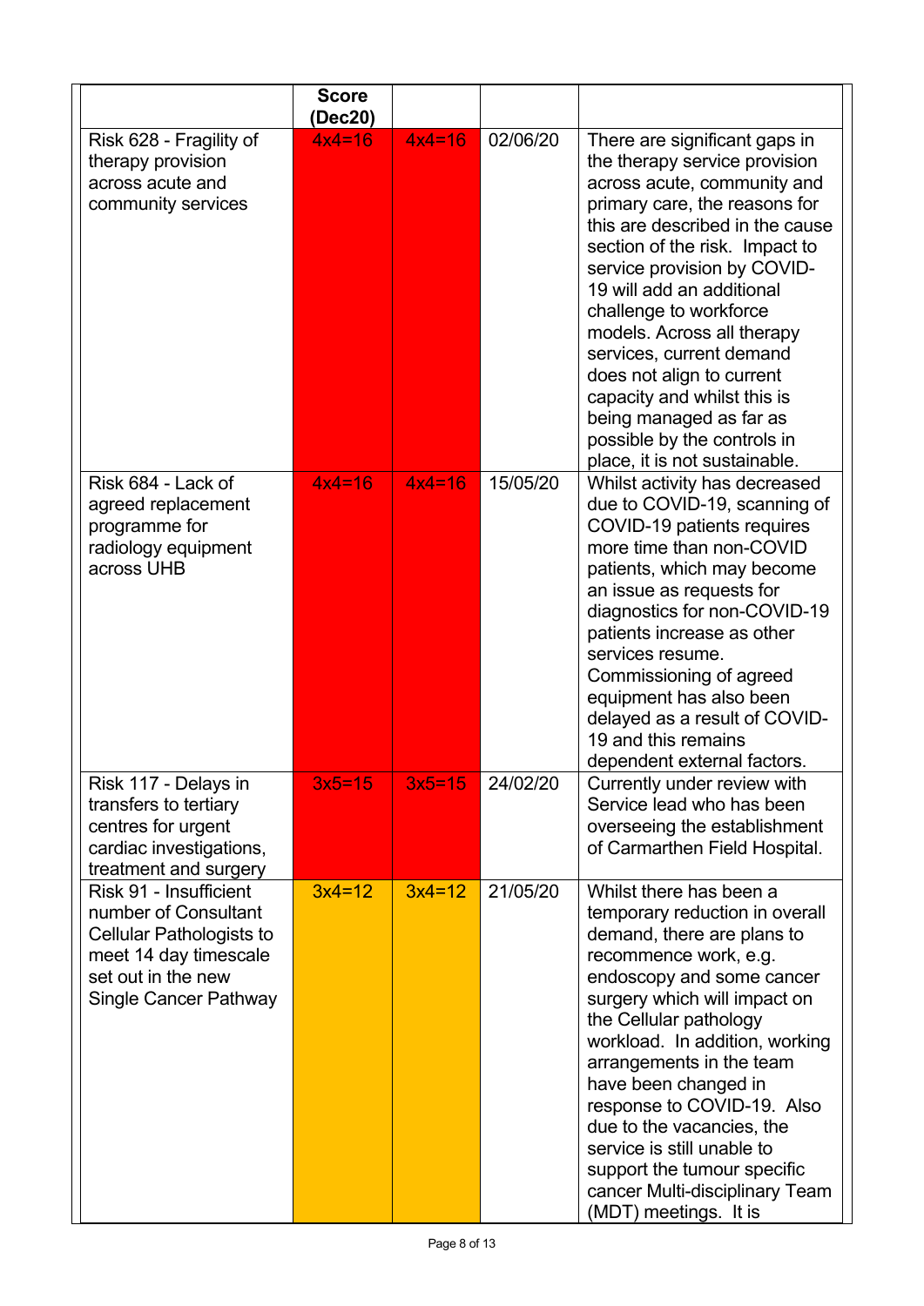| | Score (Dec20) | | | |
|---|---|---|---|---|
| Risk 628 - Fragility of therapy provision across acute and community services | 4x4=16 | 4x4=16 | 02/06/20 | There are significant gaps in the therapy service provision across acute, community and primary care, the reasons for this are described in the cause section of the risk. Impact to service provision by COVID-19 will add an additional challenge to workforce models. Across all therapy services, current demand does not align to current capacity and whilst this is being managed as far as possible by the controls in place, it is not sustainable. |
| Risk 684 - Lack of agreed replacement programme for radiology equipment across UHB | 4x4=16 | 4x4=16 | 15/05/20 | Whilst activity has decreased due to COVID-19, scanning of COVID-19 patients requires more time than non-COVID patients, which may become an issue as requests for diagnostics for non-COVID-19 patients increase as other services resume. Commissioning of agreed equipment has also been delayed as a result of COVID-19 and this remains dependent external factors. |
| Risk 117 - Delays in transfers to tertiary centres for urgent cardiac investigations, treatment and surgery | 3x5=15 | 3x5=15 | 24/02/20 | Currently under review with Service lead who has been overseeing the establishment of Carmarthen Field Hospital. |
| Risk 91 - Insufficient number of Consultant Cellular Pathologists to meet 14 day timescale set out in the new Single Cancer Pathway | 3x4=12 | 3x4=12 | 21/05/20 | Whilst there has been a temporary reduction in overall demand, there are plans to recommence work, e.g. endoscopy and some cancer surgery which will impact on the Cellular pathology workload. In addition, working arrangements in the team have been changed in response to COVID-19. Also due to the vacancies, the service is still unable to support the tumour specific cancer Multi-disciplinary Team (MDT) meetings. It is |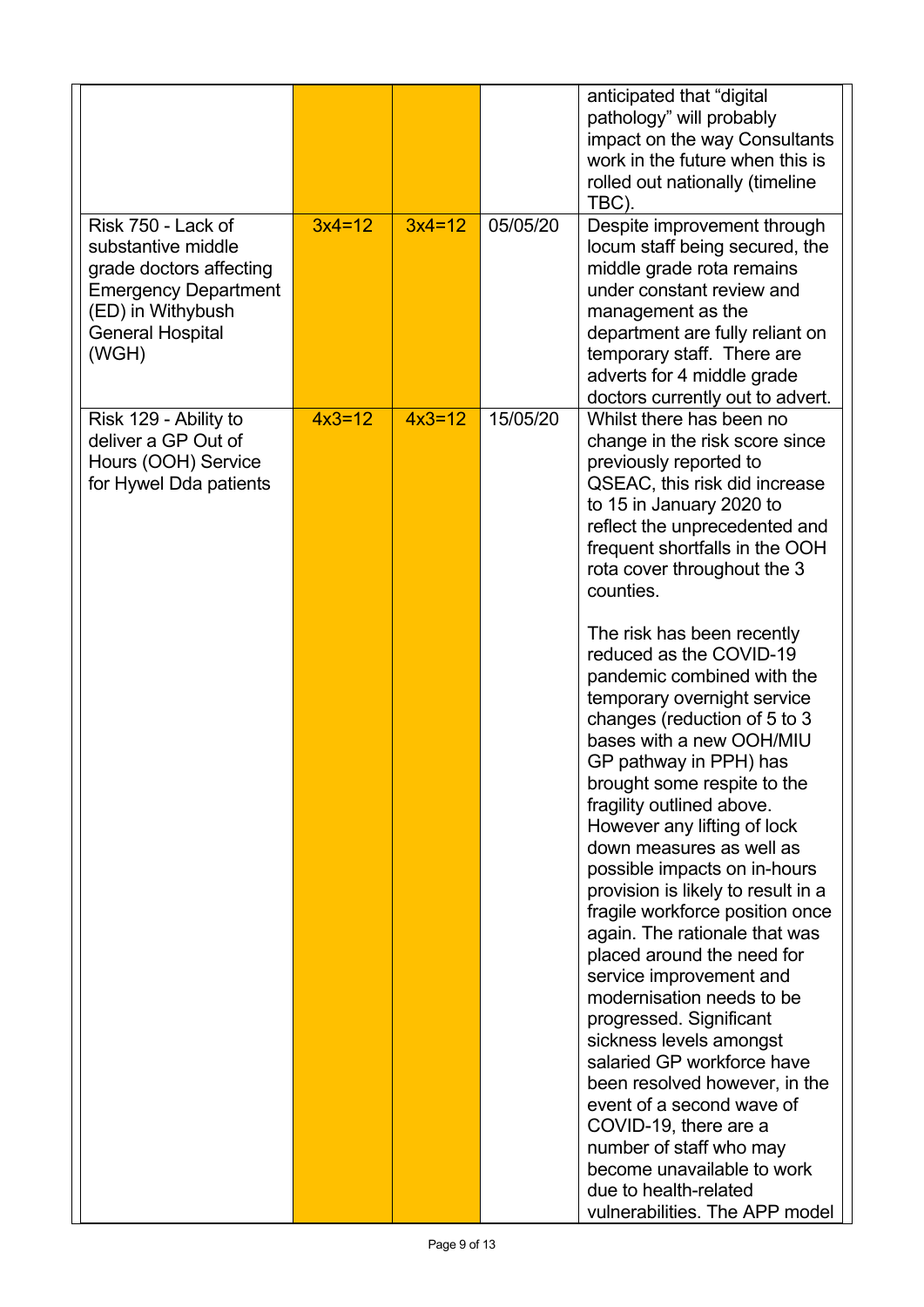| | | | | |
|---|---|---|---|---|
| | | | | anticipated that "digital pathology" will probably impact on the way Consultants work in the future when this is rolled out nationally (timeline TBC). |
| Risk 750 - Lack of substantive middle grade doctors affecting Emergency Department (ED) in Withybush General Hospital (WGH) | 3x4=12 | 3x4=12 | 05/05/20 | Despite improvement through locum staff being secured, the middle grade rota remains under constant review and management as the department are fully reliant on temporary staff. There are adverts for 4 middle grade doctors currently out to advert. |
| Risk 129 - Ability to deliver a GP Out of Hours (OOH) Service for Hywel Dda patients | 4x3=12 | 4x3=12 | 15/05/20 | Whilst there has been no change in the risk score since previously reported to QSEAC, this risk did increase to 15 in January 2020 to reflect the unprecedented and frequent shortfalls in the OOH rota cover throughout the 3 counties.<br><br>The risk has been recently reduced as the COVID-19 pandemic combined with the temporary overnight service changes (reduction of 5 to 3 bases with a new OOH/MIU GP pathway in PPH) has brought some respite to the fragility outlined above. However any lifting of lock down measures as well as possible impacts on in-hours provision is likely to result in a fragile workforce position once again. The rationale that was placed around the need for service improvement and modernisation needs to be progressed. Significant sickness levels amongst salaried GP workforce have been resolved however, in the event of a second wave of COVID-19, there are a number of staff who may become unavailable to work due to health-related vulnerabilities. The APP model |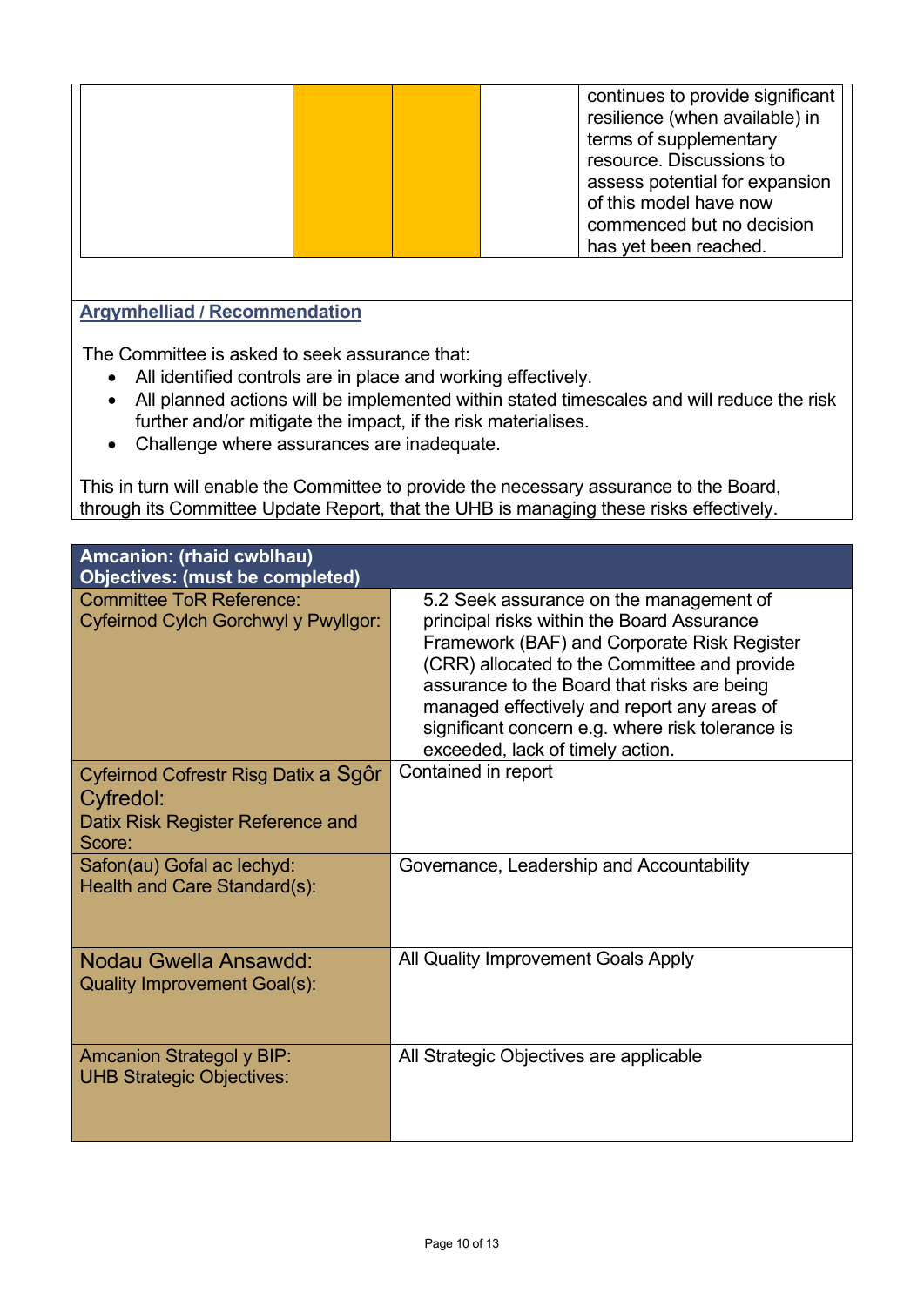| | | | | |
|---|---|---|---|---|
| | | | | continues to provide significant resilience (when available) in terms of supplementary resource. Discussions to assess potential for expansion of this model have now commenced but no decision has yet been reached. |

## Argymhelliad / Recommendation

The Committee is asked to seek assurance that:

- All identified controls are in place and working effectively.
- All planned actions will be implemented within stated timescales and will reduce the risk further and/or mitigate the impact, if the risk materialises.
- Challenge where assurances are inadequate.

This in turn will enable the Committee to provide the necessary assurance to the Board, through its Committee Update Report, that the UHB is managing these risks effectively.

| Amcanion: (rhaid cwblhau)<br>Objectives: (must be completed) | |
|---|---|
| Committee ToR Reference:<br>Cyfeirnod Cylch Gorchwyl y Pwyllgor: | 5.2 Seek assurance on the management of principal risks within the Board Assurance Framework (BAF) and Corporate Risk Register (CRR) allocated to the Committee and provide assurance to the Board that risks are being managed effectively and report any areas of significant concern e.g. where risk tolerance is exceeded, lack of timely action. |
| Cyfeirnod Cofrestr Risg Datix a Sgôr Cyfredol:<br>Datix Risk Register Reference and Score: | Contained in report |
| Safon(au) Gofal ac Iechyd:<br>Health and Care Standard(s): | Governance, Leadership and Accountability |
| Nodau Gwella Ansawdd:<br>Quality Improvement Goal(s): | All Quality Improvement Goals Apply |
| Amcanion Strategol y BIP:<br>UHB Strategic Objectives: | All Strategic Objectives are applicable |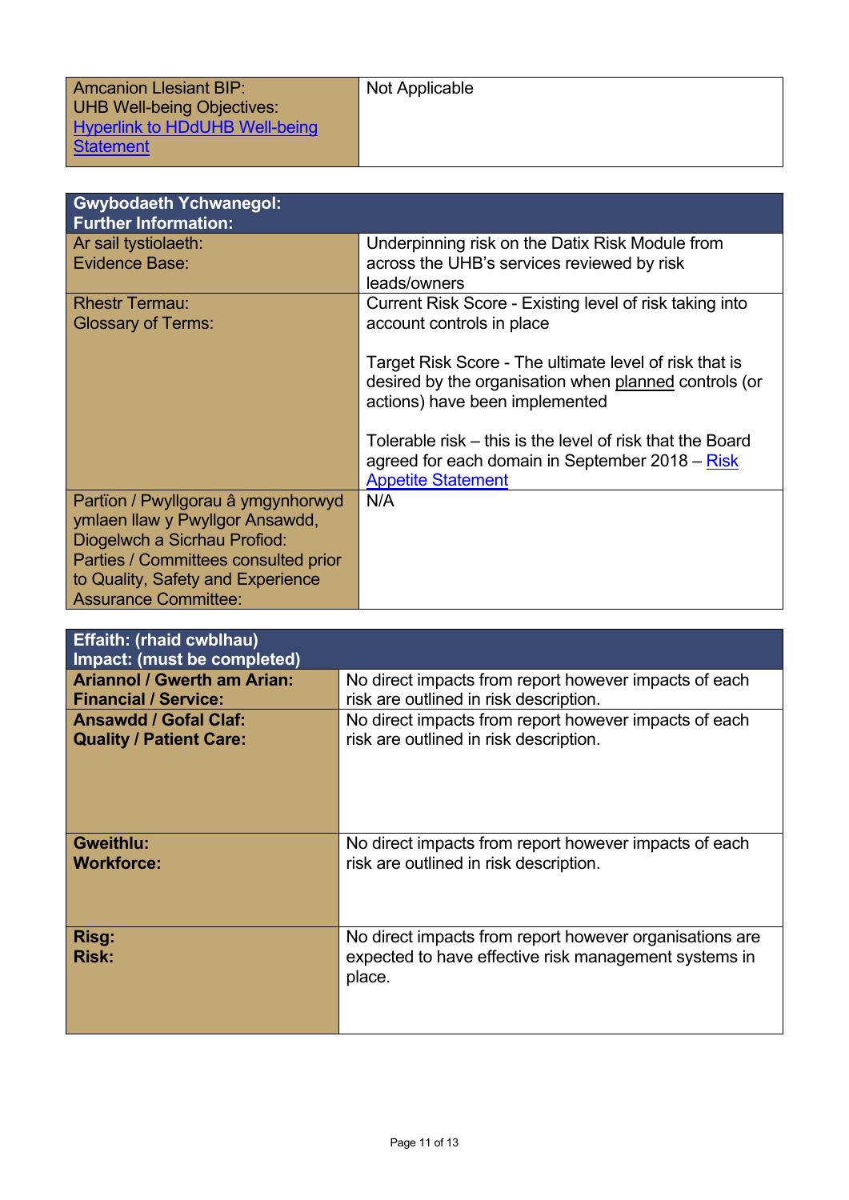| Amcanion Llesiant BIP: UHB Well-being Objectives: [Hyperlink to HDdUHB Well-being Statement] | Not Applicable |
| --- | --- |

| Gwybodaeth Ychwanegol: Further Information: | |
| --- | --- |
| Ar sail tystiolaeth: Evidence Base: | Underpinning risk on the Datix Risk Module from across the UHB's services reviewed by risk leads/owners |
| Rhestr Termau: Glossary of Terms: | Current Risk Score - Existing level of risk taking into account controls in place<br><br>Target Risk Score - The ultimate level of risk that is desired by the organisation when planned controls (or actions) have been implemented<br><br>Tolerable risk – this is the level of risk that the Board agreed for each domain in September 2018 – Risk Appetite Statement |
| Partïon / Pwyllgorau â ymgynhorwyd ymlaen llaw y Pwyllgor Ansawdd, Diogelwch a Sicrhau Profiod: Parties / Committees consulted prior to Quality, Safety and Experience Assurance Committee: | N/A |

| **Effaith: (rhaid cwblhau) Impact: (must be completed)** | |
| --- | --- |
| **Ariannol / Gwerth am Arian: Financial / Service:** | No direct impacts from report however impacts of each risk are outlined in risk description. |
| **Ansawdd / Gofal Claf: Quality / Patient Care:** | No direct impacts from report however impacts of each risk are outlined in risk description. |
| **Gweithlu: Workforce:** | No direct impacts from report however impacts of each risk are outlined in risk description. |
| **Risg: Risk:** | No direct impacts from report however organisations are expected to have effective risk management systems in place. |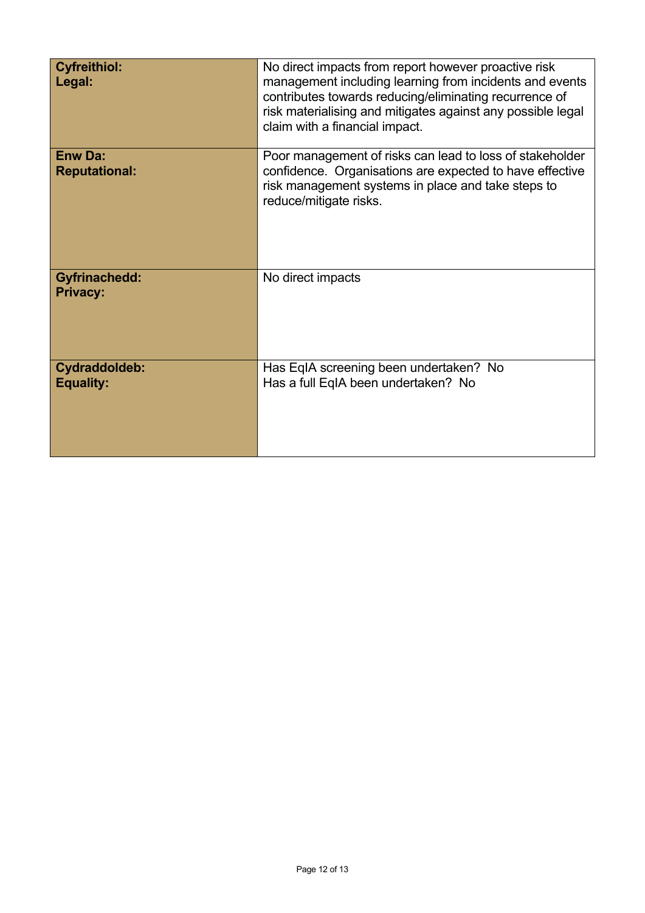| | |
|---|---|
| **Cyfreithiol:**<br>**Legal:** | No direct impacts from report however proactive risk management including learning from incidents and events contributes towards reducing/eliminating recurrence of risk materialising and mitigates against any possible legal claim with a financial impact. |
| **Enw Da:**<br>**Reputational:** | Poor management of risks can lead to loss of stakeholder confidence. Organisations are expected to have effective risk management systems in place and take steps to reduce/mitigate risks. |
| **Gyfrinachedd:**<br>**Privacy:** | No direct impacts |
| **Cydraddoldeb:**<br>**Equality:** | Has EqIA screening been undertaken? No<br>Has a full EqIA been undertaken? No |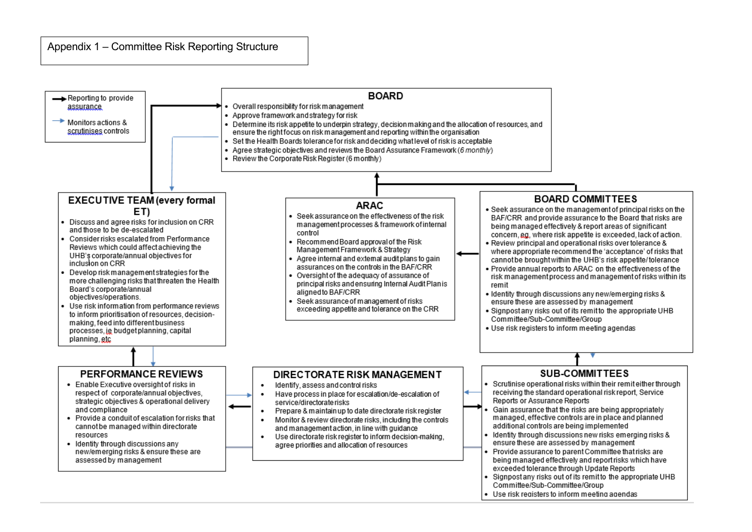Appendix 1 – Committee Risk Reporting Structure

**Key:**
- Reporting to provide assurance (black arrow)
- Monitors actions & scrutinises controls (blue arrow)

## BOARD

- Overall responsibility for risk management
- Approve framework and strategy for risk
- Determine its risk appetite to underpin strategy, decision making and the allocation of resources, and ensure the right focus on risk management and reporting within the organisation
- Set the Health Boards tolerance for risk and deciding what level of risk is acceptable
- Agree strategic objectives and reviews the Board Assurance Framework (*6 monthly*)
- Review the Corporate Risk Register (6 monthly)

## EXECUTIVE TEAM (every formal ET)

- Discuss and agree risks for inclusion on CRR and those to be de-escalated
- Consider risks escalated from Performance Reviews which could affect achieving the UHB's corporate/annual objectives for inclusion on CRR
- Develop risk management strategies for the more challenging risks that threaten the Health Board's corporate/annual objectives/operations.
- Use risk information from performance reviews to inform prioritisation of resources, decision-making, feed into different business processes, ie budget planning, capital planning, etc

## ARAC

- Seek assurance on the effectiveness of the risk management processes & framework of internal control
- Recommend Board approval of the Risk Management Framework & Strategy
- Agree internal and external audit plans to gain assurances on the controls in the BAF/CRR
- Oversight of the adequacy of assurance of principal risks and ensuring Internal Audit Plan is aligned to BAF/CRR
- Seek assurance of management of risks exceeding appetite and tolerance on the CRR

## BOARD COMMITTEES

- Seek assurance on the management of principal risks on the BAF/CRR and provide assurance to the Board that risks are being managed effectively & report areas of significant concern, eg, where risk appetite is exceeded, lack of action.
- Review principal and operational risks over tolerance & where appropriate recommend the 'acceptance' of risks that cannot be brought within the UHB's risk appetite/tolerance
- Provide annual reports to ARAC on the effectiveness of the risk management process and management of risks within its remit
- Identity through discussions any new/emerging risks & ensure these are assessed by management
- Signpost any risks out of its remit to the appropriate UHB Committee/Sub-Committee/Group
- Use risk registers to inform meeting agendas

## PERFORMANCE REVIEWS

- Enable Executive oversight of risks in respect of corporate/annual objectives, strategic objectives & operational delivery and compliance
- Provide a conduit of escalation for risks that cannot be managed within directorate resources
- Identity through discussions any new/emerging risks & ensure these are assessed by management

## DIRECTORATE RISK MANAGEMENT

- Identify, assess and control risks
- Have process in place for escalation/de-escalation of service/directorate risks
- Prepare & maintain up to date directorate risk register
- Monitor & review directorate risks, including the controls and management action, in line with guidance
- Use directorate risk register to inform decision-making, agree priorities and allocation of resources

## SUB-COMMITTEES

- Scrutinise operational risks within their remit either through receiving the standard operational risk report, Service Reports or Assurance Reports
- Gain assurance that the risks are being appropriately managed, effective controls are in place and planned additional controls are being implemented
- Identity through discussions new risks emerging risks & ensure these are assessed by management
- Provide assurance to parent Committee that risks are being managed effectively and report risks which have exceeded tolerance through Update Reports
- Signpost any risks out of its remit to the appropriate UHB Committee/Sub-Committee/Group
- Use risk registers to inform meeting agendas